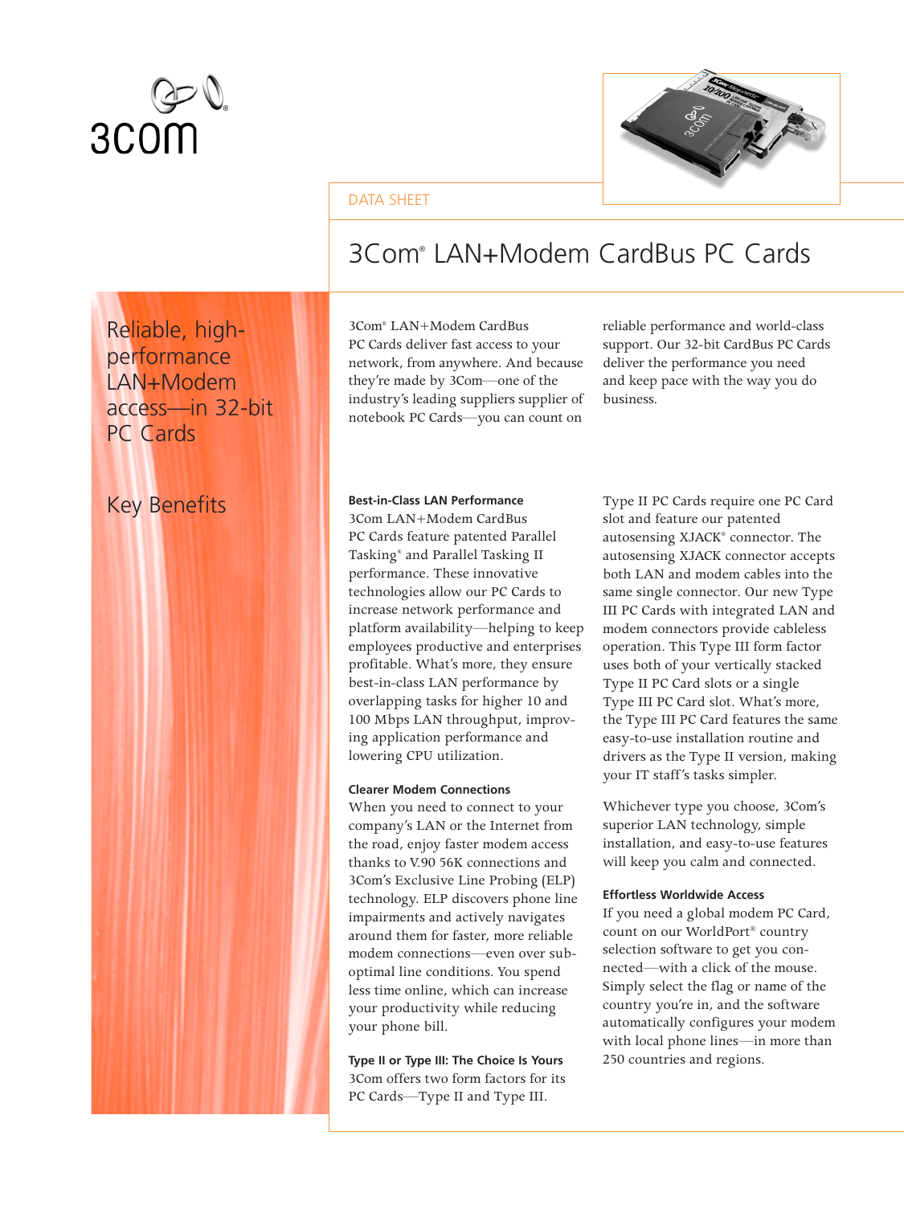DATA SHEET

# 3Com® LAN+Modem CardBus PC Cards

## Reliable, high-performance LAN+Modem access—in 32-bit PC Cards

3Com® LAN+Modem CardBus PC Cards deliver fast access to your network, from anywhere. And because they're made by 3Com—one of the industry's leading suppliers supplier of notebook PC Cards—you can count on reliable performance and world-class support. Our 32-bit CardBus PC Cards deliver the performance you need and keep pace with the way you do business.

## Key Benefits

**Best-in-Class LAN Performance**
3Com LAN+Modem CardBus PC Cards feature patented Parallel Tasking® and Parallel Tasking II performance. These innovative technologies allow our PC Cards to increase network performance and platform availability—helping to keep employees productive and enterprises profitable. What's more, they ensure best-in-class LAN performance by overlapping tasks for higher 10 and 100 Mbps LAN throughput, improving application performance and lowering CPU utilization.

**Clearer Modem Connections**
When you need to connect to your company's LAN or the Internet from the road, enjoy faster modem access thanks to V.90 56K connections and 3Com's Exclusive Line Probing (ELP) technology. ELP discovers phone line impairments and actively navigates around them for faster, more reliable modem connections—even over sub-optimal line conditions. You spend less time online, which can increase your productivity while reducing your phone bill.

**Type II or Type III: The Choice Is Yours**
3Com offers two form factors for its PC Cards—Type II and Type III. Type II PC Cards require one PC Card slot and feature our patented autosensing XJACK® connector. The autosensing XJACK connector accepts both LAN and modem cables into the same single connector. Our new Type III PC Cards with integrated LAN and modem connectors provide cableless operation. This Type III form factor uses both of your vertically stacked Type II PC Card slots or a single Type III PC Card slot. What's more, the Type III PC Card features the same easy-to-use installation routine and drivers as the Type II version, making your IT staff's tasks simpler.

Whichever type you choose, 3Com's superior LAN technology, simple installation, and easy-to-use features will keep you calm and connected.

**Effortless Worldwide Access**
If you need a global modem PC Card, count on our WorldPort® country selection software to get you connected—with a click of the mouse. Simply select the flag or name of the country you're in, and the software automatically configures your modem with local phone lines—in more than 250 countries and regions.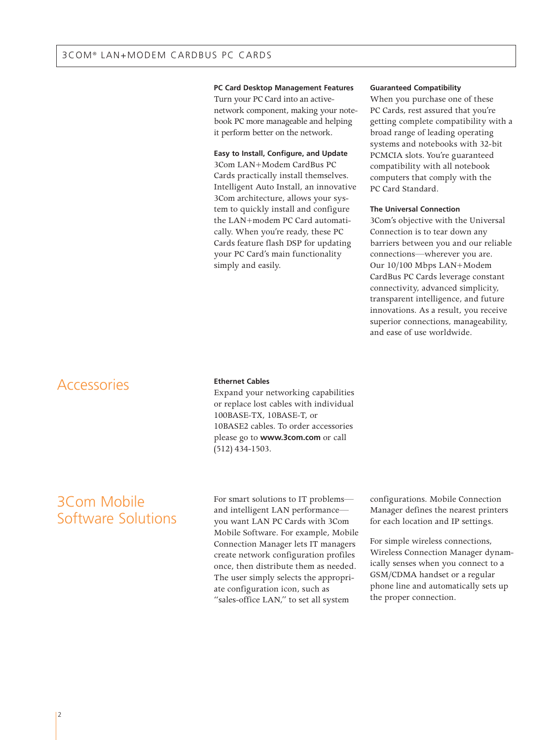**PC Card Desktop Management Features**
Turn your PC Card into an active-network component, making your notebook PC more manageable and helping it perform better on the network.

**Easy to Install, Configure, and Update**
3Com LAN+Modem CardBus PC Cards practically install themselves. Intelligent Auto Install, an innovative 3Com architecture, allows your system to quickly install and configure the LAN+modem PC Card automatically. When you're ready, these PC Cards feature flash DSP for updating your PC Card's main functionality simply and easily.

**Guaranteed Compatibility**
When you purchase one of these PC Cards, rest assured that you're getting complete compatibility with a broad range of leading operating systems and notebooks with 32-bit PCMCIA slots. You're guaranteed compatibility with all notebook computers that comply with the PC Card Standard.

**The Universal Connection**
3Com's objective with the Universal Connection is to tear down any barriers between you and our reliable connections—wherever you are. Our 10/100 Mbps LAN+Modem CardBus PC Cards leverage constant connectivity, advanced simplicity, transparent intelligence, and future innovations. As a result, you receive superior connections, manageability, and ease of use worldwide.

## Accessories

**Ethernet Cables**
Expand your networking capabilities or replace lost cables with individual 100BASE-TX, 10BASE-T, or 10BASE2 cables. To order accessories please go to **www.3com.com** or call (512) 434-1503.

## 3Com Mobile Software Solutions

For smart solutions to IT problems—and intelligent LAN performance—you want LAN PC Cards with 3Com Mobile Software. For example, Mobile Connection Manager lets IT managers create network configuration profiles once, then distribute them as needed. The user simply selects the appropriate configuration icon, such as "sales-office LAN," to set all system configurations. Mobile Connection Manager defines the nearest printers for each location and IP settings.

For simple wireless connections, Wireless Connection Manager dynamically senses when you connect to a GSM/CDMA handset or a regular phone line and automatically sets up the proper connection.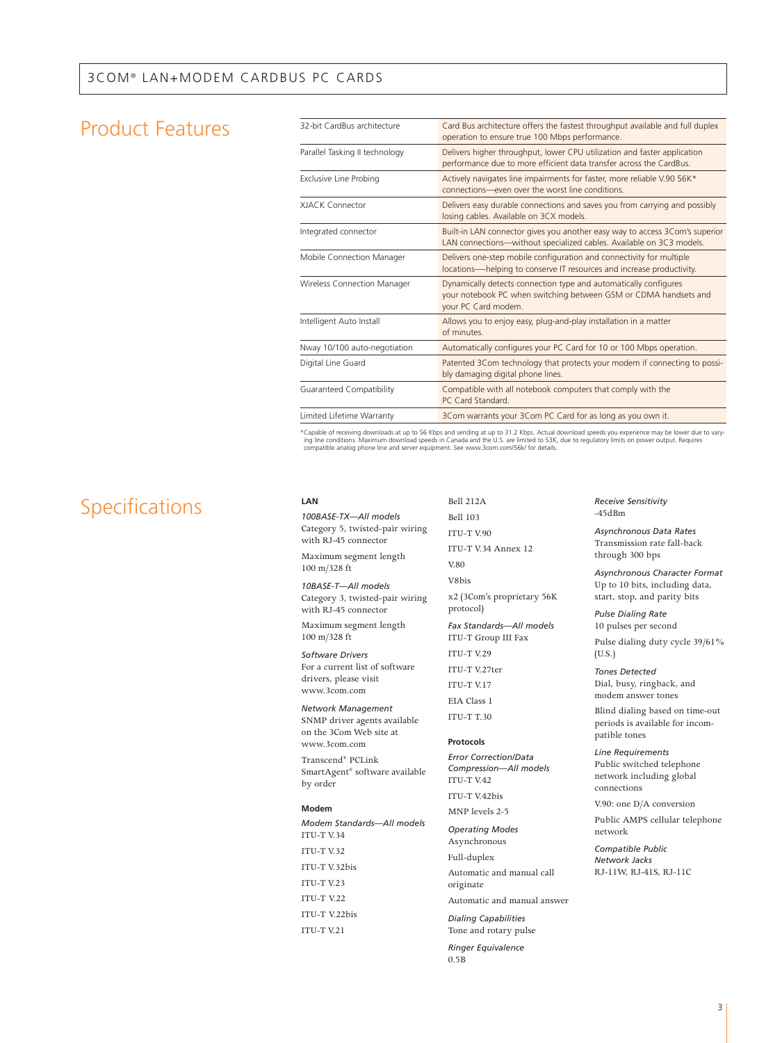## Product Features

| | |
|---|---|
| 32-bit CardBus architecture | Card Bus architecture offers the fastest throughput available and full duplex operation to ensure true 100 Mbps performance. |
| Parallel Tasking II technology | Delivers higher throughput, lower CPU utilization and faster application performance due to more efficient data transfer across the CardBus. |
| Exclusive Line Probing | Actively navigates line impairments for faster, more reliable V.90 56K* connections—even over the worst line conditions. |
| XJACK Connector | Delivers easy durable connections and saves you from carrying and possibly losing cables. Available on 3CX models. |
| Integrated connector | Built-in LAN connector gives you another easy way to access 3Com's superior LAN connections—without specialized cables. Available on 3C3 models. |
| Mobile Connection Manager | Delivers one-step mobile configuration and connectivity for multiple locations—-helping to conserve IT resources and increase productivity. |
| Wireless Connection Manager | Dynamically detects connection type and automatically configures your notebook PC when switching between GSM or CDMA handsets and your PC Card modem. |
| Intelligent Auto Install | Allows you to enjoy easy, plug-and-play installation in a matter of minutes. |
| Nway 10/100 auto-negotiation | Automatically configures your PC Card for 10 or 100 Mbps operation. |
| Digital Line Guard | Patented 3Com technology that protects your modem if connecting to possibly damaging digital phone lines. |
| Guaranteed Compatibility | Compatible with all notebook computers that comply with the PC Card Standard. |
| Limited Lifetime Warranty | 3Com warrants your 3Com PC Card for as long as you own it. |

*Capable of receiving downloads at up to 56 Kbps and sending at up to 31.2 Kbps. Actual download speeds you experience may be lower due to varying line conditions. Maximum download speeds in Canada and the U.S. are limited to 53K, due to regulatory limits on power output. Requires compatible analog phone line and server equipment. See www.3com.com/56k/ for details.

## Specifications

**LAN**

*100BASE-TX—All models*
Category 5, twisted-pair wiring with RJ-45 connector

Maximum segment length
100 m/328 ft

*10BASE-T—All models*
Category 3, twisted-pair wiring with RJ-45 connector

Maximum segment length
100 m/328 ft

*Software Drivers*
For a current list of software drivers, please visit www.3com.com

*Network Management*
SNMP driver agents available on the 3Com Web site at www.3com.com

Transcend® PCLink SmartAgent® software available by order

**Modem**

*Modem Standards—All models*
ITU-T V.34

ITU-T V.32

ITU-T V.32bis

ITU-T V.23

ITU-T V.22

ITU-T V.22bis

ITU-T V.21

Bell 212A

Bell 103

ITU-T V.90

ITU-T V.34 Annex 12

V.80

V8bis

x2 (3Com's proprietary 56K protocol)

*Fax Standards—All models*
ITU-T Group III Fax

ITU-T V.29

ITU-T V.27ter

ITU-T V.17

EIA Class 1

ITU-T T.30

**Protocols**

*Error Correction/Data Compression—All models*
ITU-T V.42

ITU-T V.42bis

MNP levels 2-5

*Operating Modes*
Asynchronous

Full-duplex

Automatic and manual call originate

Automatic and manual answer

*Dialing Capabilities*
Tone and rotary pulse

*Ringer Equivalence*
0.5B

*Receive Sensitivity*
-45dBm

*Asynchronous Data Rates*
Transmission rate fall-back through 300 bps

*Asynchronous Character Format*
Up to 10 bits, including data, start, stop, and parity bits

*Pulse Dialing Rate*
10 pulses per second

Pulse dialing duty cycle 39/61% (U.S.)

*Tones Detected*
Dial, busy, ringback, and modem answer tones

Blind dialing based on time-out periods is available for incompatible tones

*Line Requirements*
Public switched telephone network including global connections

V.90: one D/A conversion

Public AMPS cellular telephone network

*Compatible Public Network Jacks*
RJ-11W, RJ-41S, RJ-11C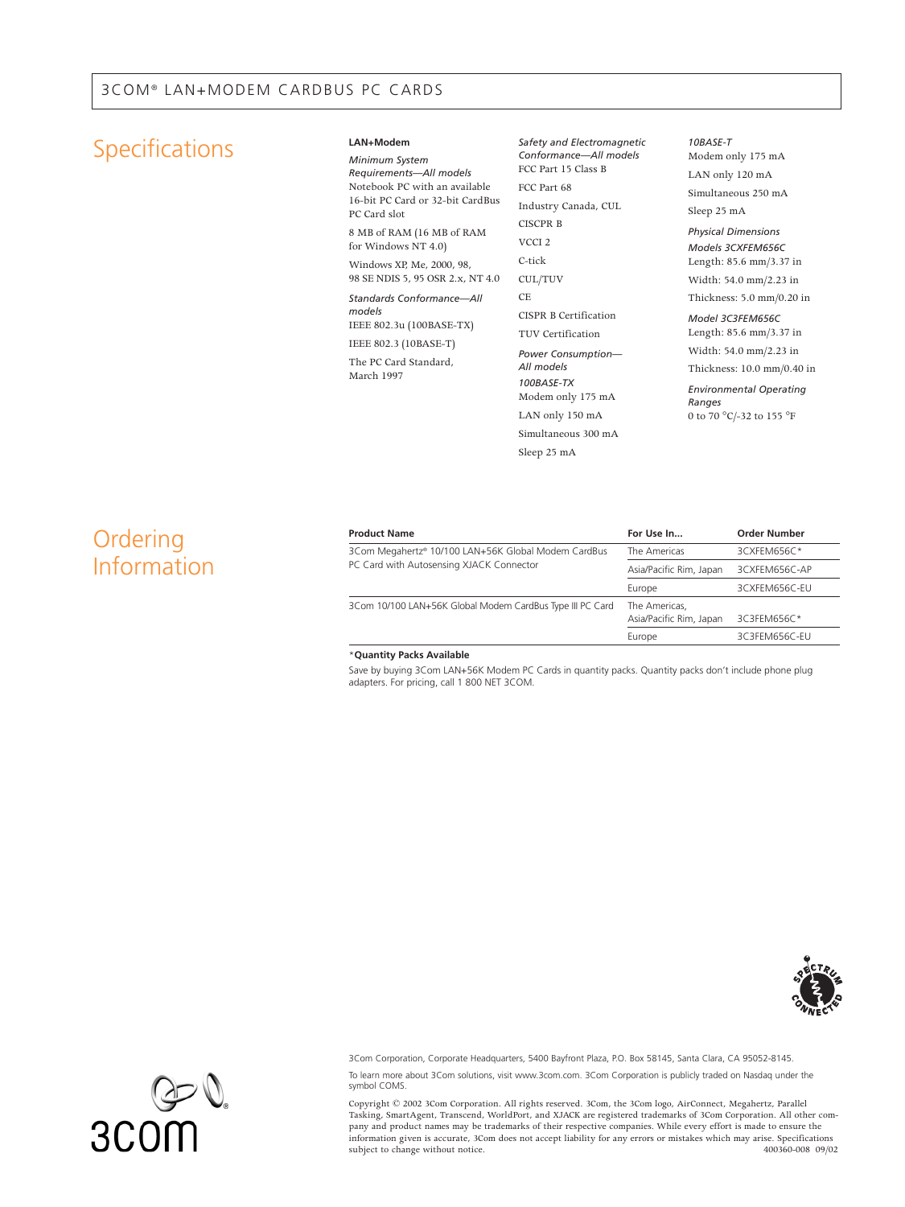3COM® LAN+MODEM CARDBUS PC CARDS

## Specifications

**LAN+Modem**

*Minimum System Requirements—All models*

Notebook PC with an available 16-bit PC Card or 32-bit CardBus PC Card slot

8 MB of RAM (16 MB of RAM for Windows NT 4.0)

Windows XP, Me, 2000, 98, 98 SE NDIS 5, 95 OSR 2.x, NT 4.0

*Standards Conformance—All models*

IEEE 802.3u (100BASE-TX)

IEEE 802.3 (10BASE-T)

The PC Card Standard, March 1997

*Safety and Electromagnetic Conformance—All models*

FCC Part 15 Class B

FCC Part 68

Industry Canada, CUL

CISCPR B

VCCI 2

C-tick

CUL/TUV

CE

CISPR B Certification

TUV Certification

*Power Consumption—All models*

*100BASE-TX*

Modem only 175 mA

LAN only 150 mA

Simultaneous 300 mA

Sleep 25 mA

*10BASE-T*

Modem only 175 mA

LAN only 120 mA

Simultaneous 250 mA

Sleep 25 mA

*Physical Dimensions*

*Models 3CXFEM656C*

Length: 85.6 mm/3.37 in

Width: 54.0 mm/2.23 in

Thickness: 5.0 mm/0.20 in

*Model 3C3FEM656C*

Length: 85.6 mm/3.37 in

Width: 54.0 mm/2.23 in

Thickness: 10.0 mm/0.40 in

*Environmental Operating Ranges*

0 to 70 °C/-32 to 155 °F

## Ordering Information

| Product Name | For Use In... | Order Number |
|---|---|---|
| 3Com Megahertz® 10/100 LAN+56K Global Modem CardBus PC Card with Autosensing XJACK Connector | The Americas | 3CXFEM656C* |
| | Asia/Pacific Rim, Japan | 3CXFEM656C-AP |
| | Europe | 3CXFEM656C-EU |
| 3Com 10/100 LAN+56K Global Modem CardBus Type III PC Card | The Americas, Asia/Pacific Rim, Japan | 3C3FEM656C* |
| | Europe | 3C3FEM656C-EU |

***Quantity Packs Available**

Save by buying 3Com LAN+56K Modem PC Cards in quantity packs. Quantity packs don't include phone plug adapters. For pricing, call 1 800 NET 3COM.

3Com Corporation, Corporate Headquarters, 5400 Bayfront Plaza, P.O. Box 58145, Santa Clara, CA 95052-8145.

To learn more about 3Com solutions, visit www.3com.com. 3Com Corporation is publicly traded on Nasdaq under the symbol COMS.

Copyright © 2002 3Com Corporation. All rights reserved. 3Com, the 3Com logo, AirConnect, Megahertz, Parallel Tasking, SmartAgent, Transcend, WorldPort, and XJACK are registered trademarks of 3Com Corporation. All other company and product names may be trademarks of their respective companies. While every effort is made to ensure the information given is accurate, 3Com does not accept liability for any errors or mistakes which may arise. Specifications subject to change without notice. 400360-008 09/02